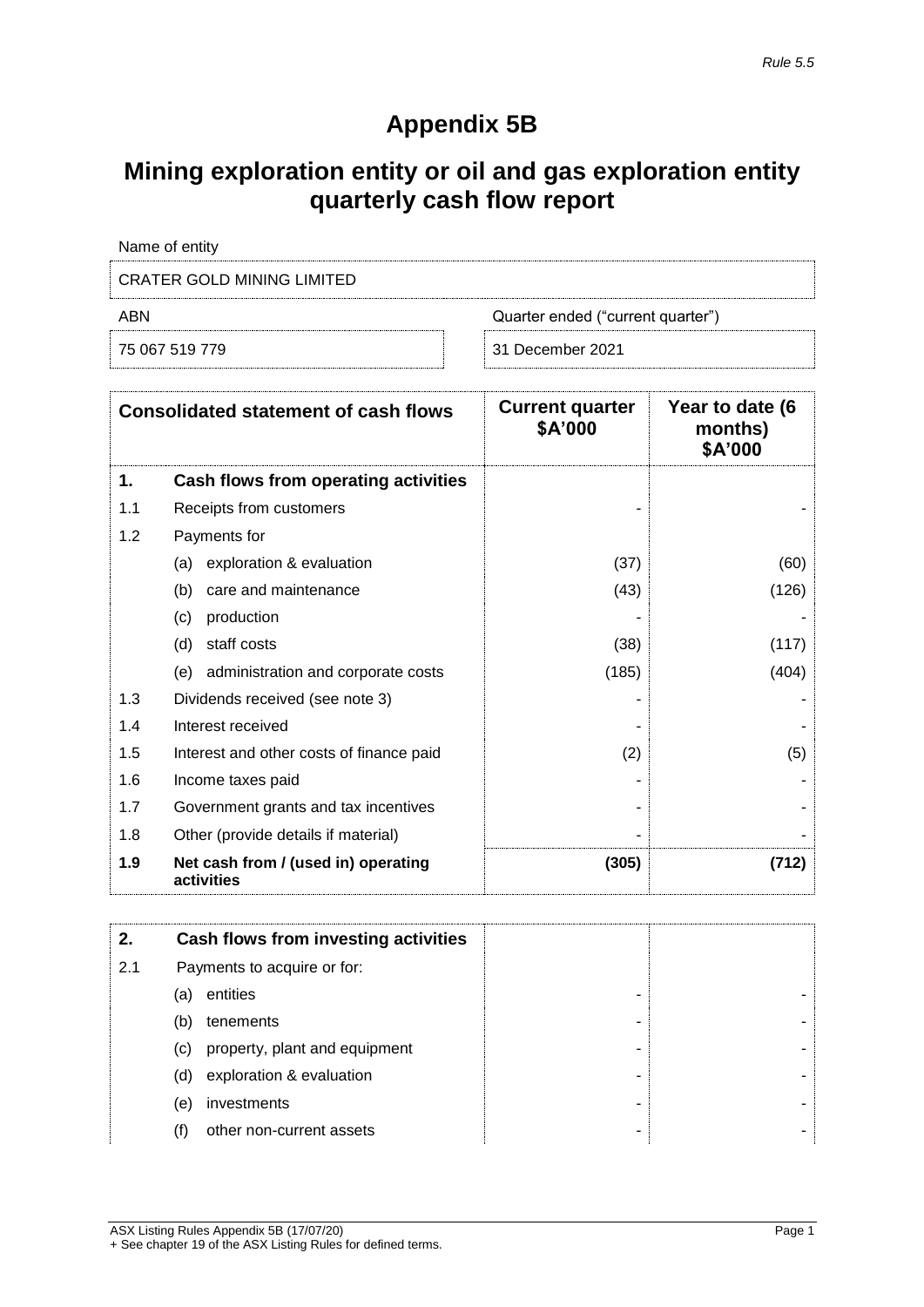*Rule 5.5*

# Appendix 5B

## Mining exploration entity or oil and gas exploration entity quarterly cash flow report

Name of entity

CRATER GOLD MINING LIMITED

| ABN | Quarter ended ("current quarter") |
|---|---|
| 75 067 519 779 | 31 December 2021 |

| Consolidated statement of cash flows | | Current quarter \$A'000 | Year to date (6 months) \$A'000 |
|---|---|---|---|
| **1.** | **Cash flows from operating activities** | | |
| 1.1 | Receipts from customers | - | - |
| 1.2 | Payments for | | |
| | (a) exploration & evaluation | (37) | (60) |
| | (b) care and maintenance | (43) | (126) |
| | (c) production | - | - |
| | (d) staff costs | (38) | (117) |
| | (e) administration and corporate costs | (185) | (404) |
| 1.3 | Dividends received (see note 3) | - | - |
| 1.4 | Interest received | - | - |
| 1.5 | Interest and other costs of finance paid | (2) | (5) |
| 1.6 | Income taxes paid | - | - |
| 1.7 | Government grants and tax incentives | - | - |
| 1.8 | Other (provide details if material) | - | - |
| **1.9** | **Net cash from / (used in) operating activities** | **(305)** | **(712)** |

| | | | |
|---|---|---|---|
| **2.** | **Cash flows from investing activities** | | |
| 2.1 | Payments to acquire or for: | | |
| | (a) entities | - | - |
| | (b) tenements | - | - |
| | (c) property, plant and equipment | - | - |
| | (d) exploration & evaluation | - | - |
| | (e) investments | - | - |
| | (f) other non-current assets | - | - |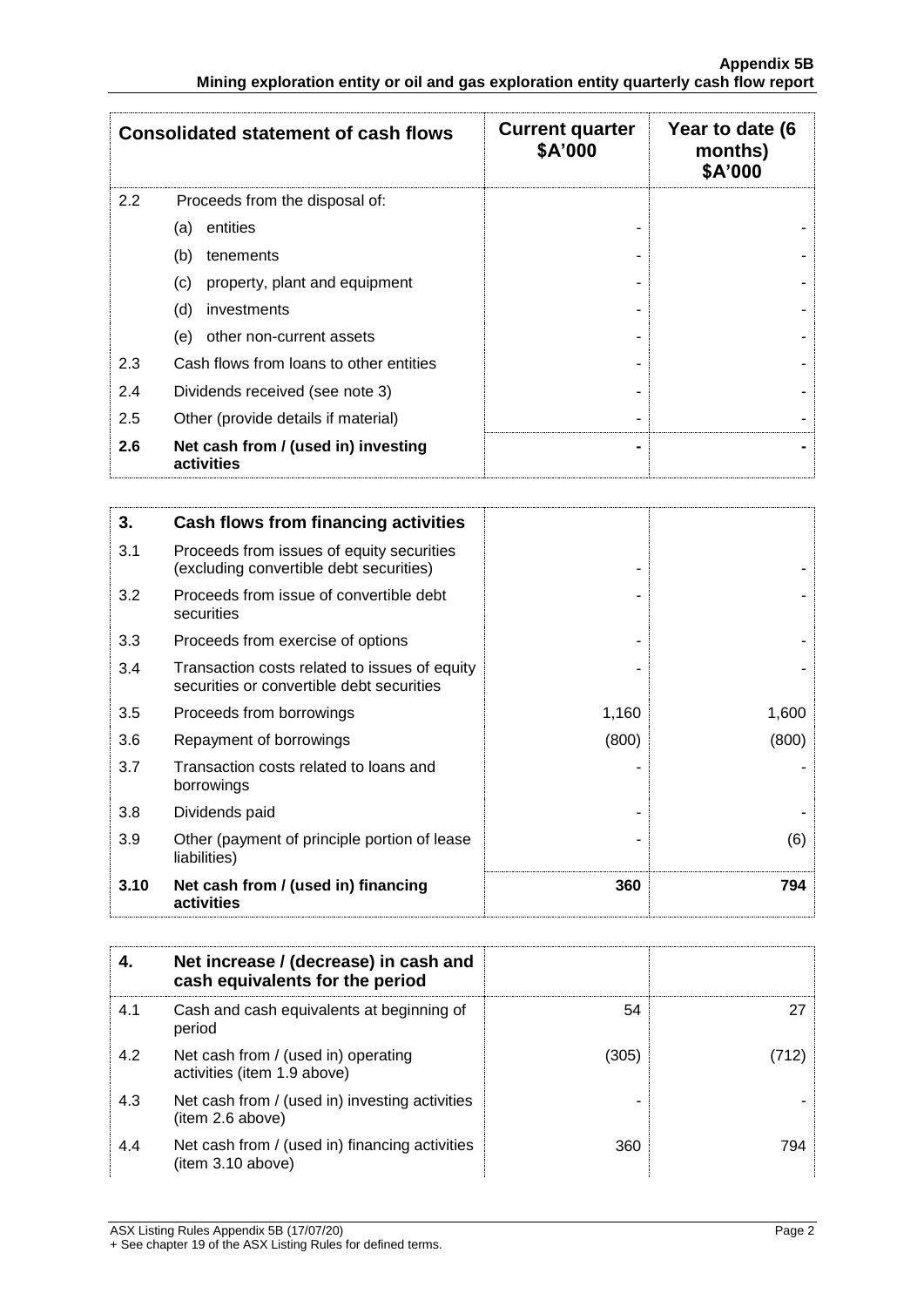| Consolidated statement of cash flows | | Current quarter $A'000 | Year to date (6 months) $A'000 |
|---|---|---|---|
| 2.2 | Proceeds from the disposal of: | | |
| | (a) entities | - | - |
| | (b) tenements | - | - |
| | (c) property, plant and equipment | - | - |
| | (d) investments | - | - |
| | (e) other non-current assets | - | - |
| 2.3 | Cash flows from loans to other entities | - | - |
| 2.4 | Dividends received (see note 3) | - | - |
| 2.5 | Other (provide details if material) | - | - |
| **2.6** | **Net cash from / (used in) investing activities** | **-** | **-** |

| **3.** | **Cash flows from financing activities** | | |
|---|---|---|---|
| 3.1 | Proceeds from issues of equity securities (excluding convertible debt securities) | - | - |
| 3.2 | Proceeds from issue of convertible debt securities | - | - |
| 3.3 | Proceeds from exercise of options | - | - |
| 3.4 | Transaction costs related to issues of equity securities or convertible debt securities | - | - |
| 3.5 | Proceeds from borrowings | 1,160 | 1,600 |
| 3.6 | Repayment of borrowings | (800) | (800) |
| 3.7 | Transaction costs related to loans and borrowings | - | - |
| 3.8 | Dividends paid | - | - |
| 3.9 | Other (payment of principle portion of lease liabilities) | - | (6) |
| **3.10** | **Net cash from / (used in) financing activities** | **360** | **794** |

| **4.** | **Net increase / (decrease) in cash and cash equivalents for the period** | | |
|---|---|---|---|
| 4.1 | Cash and cash equivalents at beginning of period | 54 | 27 |
| 4.2 | Net cash from / (used in) operating activities (item 1.9 above) | (305) | (712) |
| 4.3 | Net cash from / (used in) investing activities (item 2.6 above) | - | - |
| 4.4 | Net cash from / (used in) financing activities (item 3.10 above) | 360 | 794 |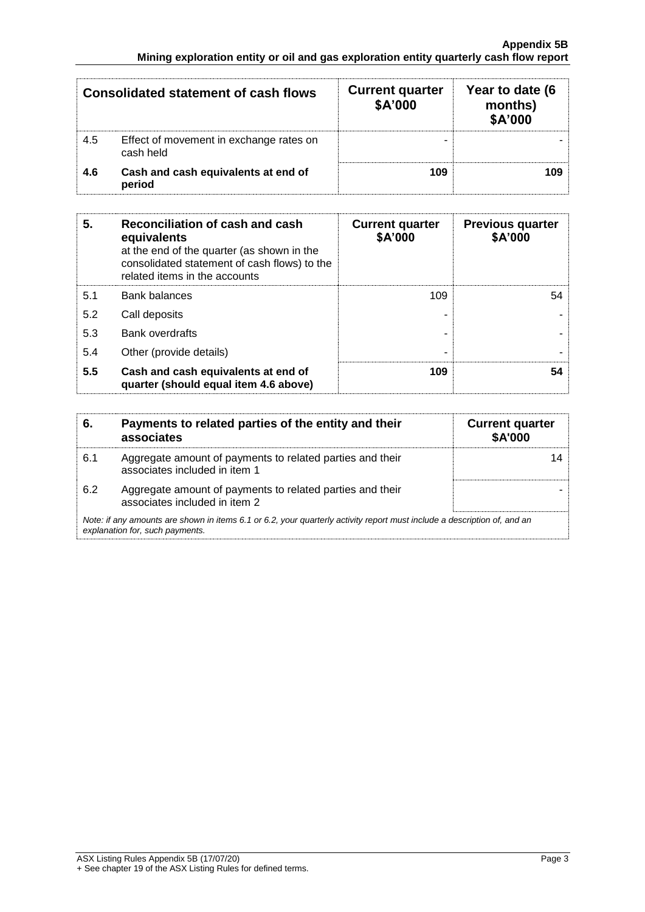| Consolidated statement of cash flows | | Current quarter $A'000 | Year to date (6 months) $A'000 |
|---|---|---|---|
| 4.5 | Effect of movement in exchange rates on cash held | - | - |
| **4.6** | **Cash and cash equivalents at end of period** | **109** | **109** |

| **5.** | **Reconciliation of cash and cash equivalents** at the end of the quarter (as shown in the consolidated statement of cash flows) to the related items in the accounts | **Current quarter $A'000** | **Previous quarter $A'000** |
|---|---|---|---|
| 5.1 | Bank balances | 109 | 54 |
| 5.2 | Call deposits | - | - |
| 5.3 | Bank overdrafts | - | - |
| 5.4 | Other (provide details) | - | - |
| **5.5** | **Cash and cash equivalents at end of quarter (should equal item 4.6 above)** | **109** | **54** |

| **6.** | **Payments to related parties of the entity and their associates** | **Current quarter $A'000** |
|---|---|---|
| 6.1 | Aggregate amount of payments to related parties and their associates included in item 1 | 14 |
| 6.2 | Aggregate amount of payments to related parties and their associates included in item 2 | - |

*Note: if any amounts are shown in items 6.1 or 6.2, your quarterly activity report must include a description of, and an explanation for, such payments.*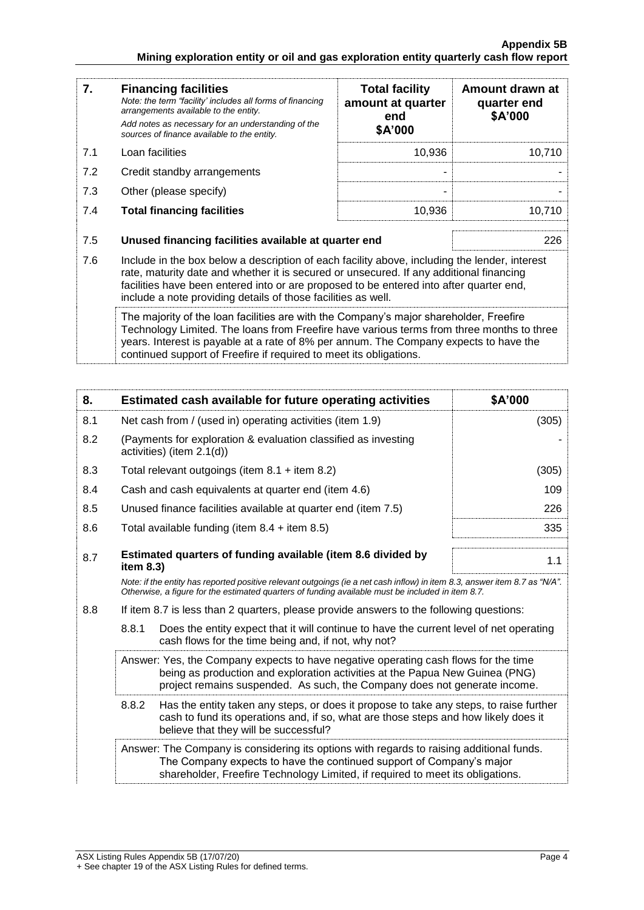| 7. | **Financing facilities**<br>*Note: the term "facility' includes all forms of financing arrangements available to the entity.*<br>*Add notes as necessary for an understanding of the sources of finance available to the entity.* | **Total facility amount at quarter end**<br>**\$A'000** | **Amount drawn at quarter end**<br>**\$A'000** |
|---|---|---|---|
| 7.1 | Loan facilities | 10,936 | 10,710 |
| 7.2 | Credit standby arrangements | - | - |
| 7.3 | Other (please specify) | - | - |
| 7.4 | **Total financing facilities** | 10,936 | 10,710 |

| | | |
|---|---|---|
| 7.5 | **Unused financing facilities available at quarter end** | 226 |
| 7.6 | Include in the box below a description of each facility above, including the lender, interest rate, maturity date and whether it is secured or unsecured. If any additional financing facilities have been entered into or are proposed to be entered into after quarter end, include a note providing details of those facilities as well. | |
| | The majority of the loan facilities are with the Company's major shareholder, Freefire Technology Limited. The loans from Freefire have various terms from three months to three years. Interest is payable at a rate of 8% per annum. The Company expects to have the continued support of Freefire if required to meet its obligations. | |

| 8. | **Estimated cash available for future operating activities** | **\$A'000** |
|---|---|---|
| 8.1 | Net cash from / (used in) operating activities (item 1.9) | (305) |
| 8.2 | (Payments for exploration & evaluation classified as investing activities) (item 2.1(d)) | - |
| 8.3 | Total relevant outgoings (item 8.1 + item 8.2) | (305) |
| 8.4 | Cash and cash equivalents at quarter end (item 4.6) | 109 |
| 8.5 | Unused finance facilities available at quarter end (item 7.5) | 226 |
| 8.6 | Total available funding (item 8.4 + item 8.5) | 335 |
| 8.7 | **Estimated quarters of funding available (item 8.6 divided by item 8.3)** | 1.1 |

*Note: if the entity has reported positive relevant outgoings (ie a net cash inflow) in item 8.3, answer item 8.7 as "N/A". Otherwise, a figure for the estimated quarters of funding available must be included in item 8.7.*

8.8 If item 8.7 is less than 2 quarters, please provide answers to the following questions:

8.8.1 Does the entity expect that it will continue to have the current level of net operating cash flows for the time being and, if not, why not?

Answer: Yes, the Company expects to have negative operating cash flows for the time being as production and exploration activities at the Papua New Guinea (PNG) project remains suspended. As such, the Company does not generate income.

8.8.2 Has the entity taken any steps, or does it propose to take any steps, to raise further cash to fund its operations and, if so, what are those steps and how likely does it believe that they will be successful?

Answer: The Company is considering its options with regards to raising additional funds. The Company expects to have the continued support of Company's major shareholder, Freefire Technology Limited, if required to meet its obligations.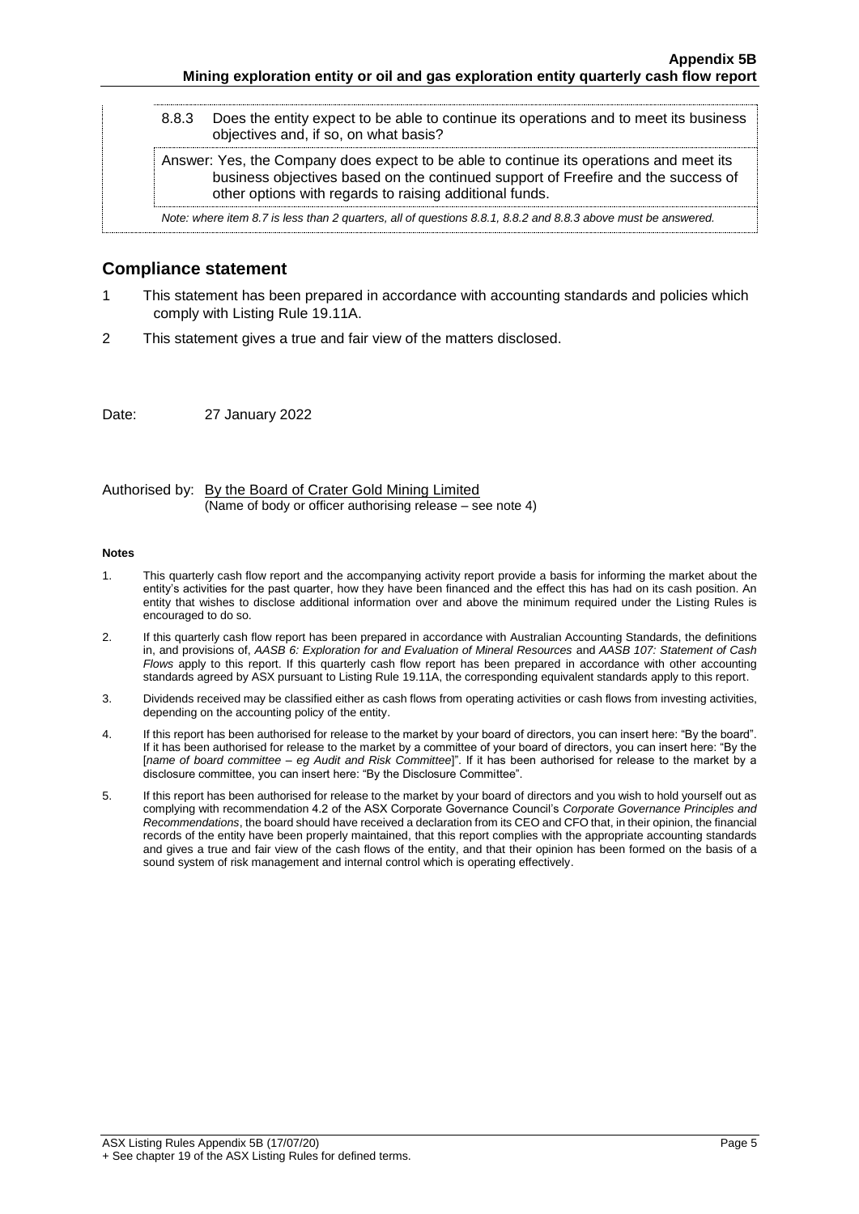8.8.3 Does the entity expect to be able to continue its operations and to meet its business objectives and, if so, on what basis?

Answer: Yes, the Company does expect to be able to continue its operations and meet its business objectives based on the continued support of Freefire and the success of other options with regards to raising additional funds.

*Note: where item 8.7 is less than 2 quarters, all of questions 8.8.1, 8.8.2 and 8.8.3 above must be answered.*

## Compliance statement

1. This statement has been prepared in accordance with accounting standards and policies which comply with Listing Rule 19.11A.
2. This statement gives a true and fair view of the matters disclosed.

Date: 27 January 2022

Authorised by: By the Board of Crater Gold Mining Limited
(Name of body or officer authorising release – see note 4)

**Notes**

1. This quarterly cash flow report and the accompanying activity report provide a basis for informing the market about the entity's activities for the past quarter, how they have been financed and the effect this has had on its cash position. An entity that wishes to disclose additional information over and above the minimum required under the Listing Rules is encouraged to do so.
2. If this quarterly cash flow report has been prepared in accordance with Australian Accounting Standards, the definitions in, and provisions of, *AASB 6: Exploration for and Evaluation of Mineral Resources* and *AASB 107: Statement of Cash Flows* apply to this report. If this quarterly cash flow report has been prepared in accordance with other accounting standards agreed by ASX pursuant to Listing Rule 19.11A, the corresponding equivalent standards apply to this report.
3. Dividends received may be classified either as cash flows from operating activities or cash flows from investing activities, depending on the accounting policy of the entity.
4. If this report has been authorised for release to the market by your board of directors, you can insert here: "By the board". If it has been authorised for release to the market by a committee of your board of directors, you can insert here: "By the [*name of board committee – eg Audit and Risk Committee*]". If it has been authorised for release to the market by a disclosure committee, you can insert here: "By the Disclosure Committee".
5. If this report has been authorised for release to the market by your board of directors and you wish to hold yourself out as complying with recommendation 4.2 of the ASX Corporate Governance Council's *Corporate Governance Principles and Recommendations*, the board should have received a declaration from its CEO and CFO that, in their opinion, the financial records of the entity have been properly maintained, that this report complies with the appropriate accounting standards and gives a true and fair view of the cash flows of the entity, and that their opinion has been formed on the basis of a sound system of risk management and internal control which is operating effectively.